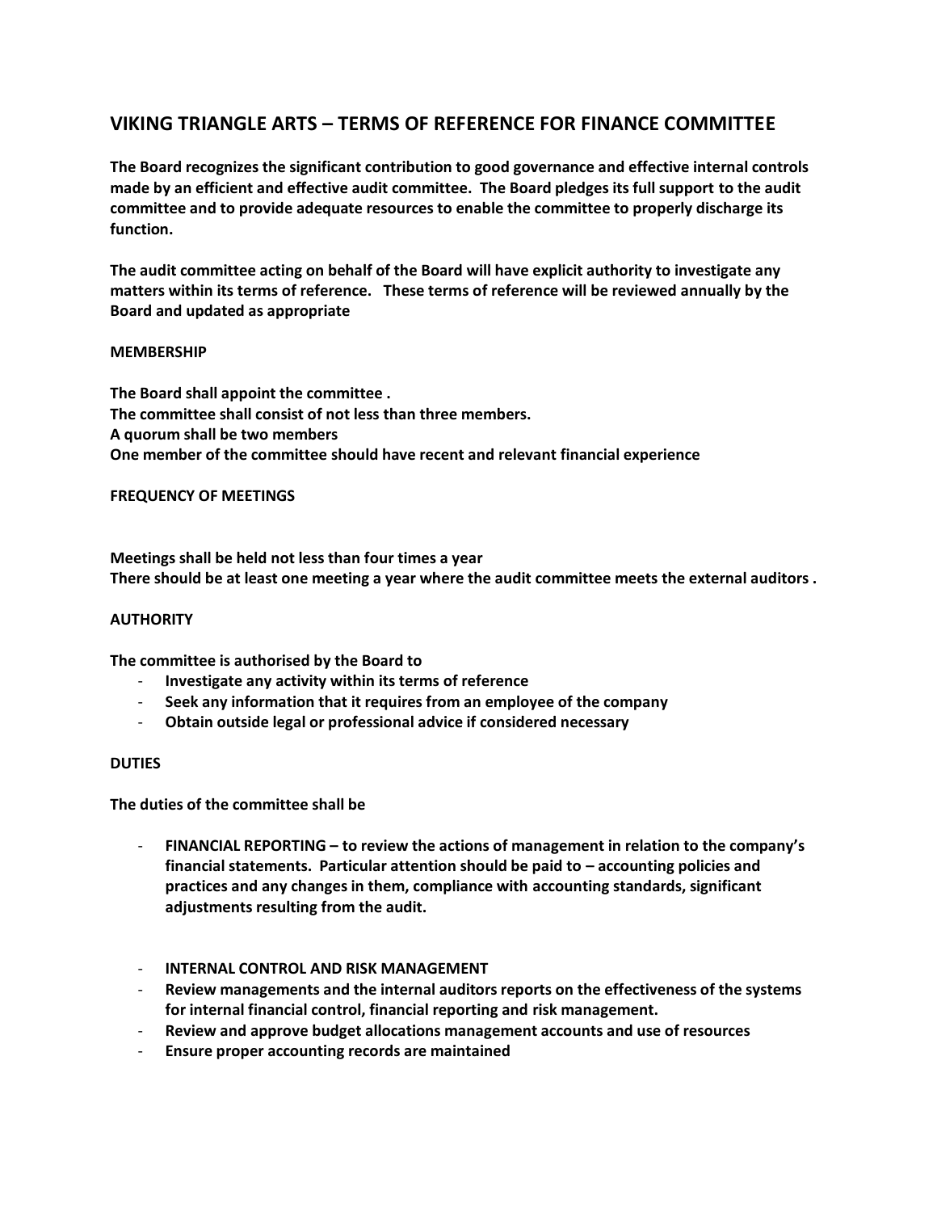# VIKING TRIANGLE ARTS – TERMS OF REFERENCE FOR FINANCE COMMITTEE

**The Board recognizes the significant contribution to good governance and effective internal controls made by an efficient and effective audit committee. The Board pledges its full support to the audit committee and to provide adequate resources to enable the committee to properly discharge its function.**

**The audit committee acting on behalf of the Board will have explicit authority to investigate any matters within its terms of reference. These terms of reference will be reviewed annually by the Board and updated as appropriate**

## MEMBERSHIP

**The Board shall appoint the committee .**
**The committee shall consist of not less than three members.**
**A quorum shall be two members**
**One member of the committee should have recent and relevant financial experience**

## FREQUENCY OF MEETINGS

**Meetings shall be held not less than four times a year**
**There should be at least one meeting a year where the audit committee meets the external auditors .**

## AUTHORITY

**The committee is authorised by the Board to**

- **Investigate any activity within its terms of reference**
- **Seek any information that it requires from an employee of the company**
- **Obtain outside legal or professional advice if considered necessary**

## DUTIES

**The duties of the committee shall be**

- **FINANCIAL REPORTING – to review the actions of management in relation to the company's financial statements. Particular attention should be paid to – accounting policies and practices and any changes in them, compliance with accounting standards, significant adjustments resulting from the audit.**

- **INTERNAL CONTROL AND RISK MANAGEMENT**
- **Review managements and the internal auditors reports on the effectiveness of the systems for internal financial control, financial reporting and risk management.**
- **Review and approve budget allocations management accounts and use of resources**
- **Ensure proper accounting records are maintained**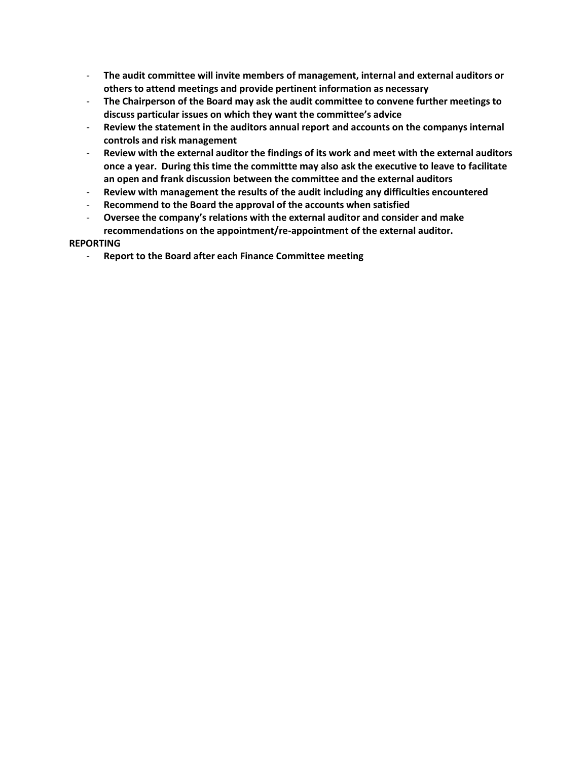- **The audit committee will invite members of management, internal and external auditors or others to attend meetings and provide pertinent information as necessary**
- **The Chairperson of the Board may ask the audit committee to convene further meetings to discuss particular issues on which they want the committee's advice**
- **Review the statement in the auditors annual report and accounts on the companys internal controls and risk management**
- **Review with the external auditor the findings of its work and meet with the external auditors once a year. During this time the committte may also ask the executive to leave to facilitate an open and frank discussion between the committee and the external auditors**
- **Review with management the results of the audit including any difficulties encountered**
- **Recommend to the Board the approval of the accounts when satisfied**
- **Oversee the company's relations with the external auditor and consider and make recommendations on the appointment/re-appointment of the external auditor.**

**REPORTING**

- **Report to the Board after each Finance Committee meeting**